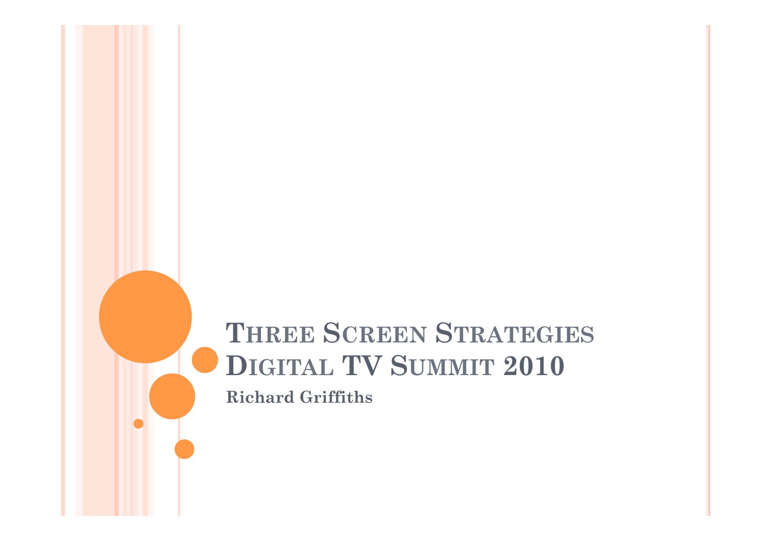# Three Screen Strategies
# Digital TV Summit 2010

**Richard Griffiths**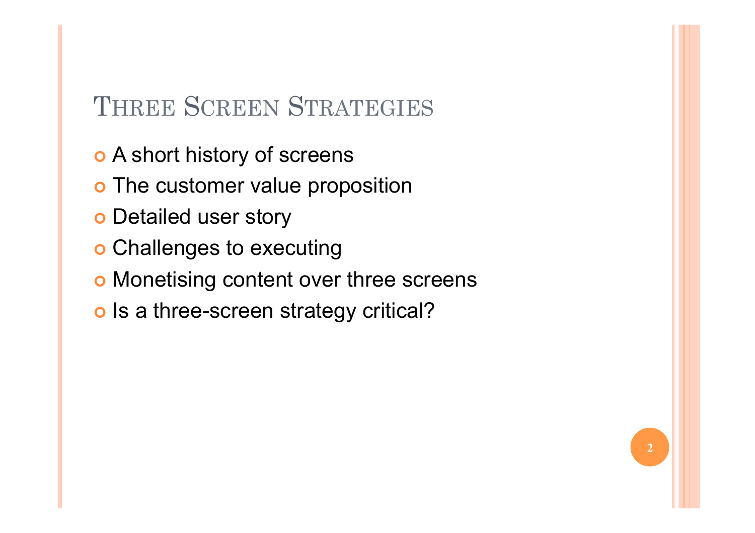# Three Screen Strategies

- A short history of screens
- The customer value proposition
- Detailed user story
- Challenges to executing
- Monetising content over three screens
- Is a three-screen strategy critical?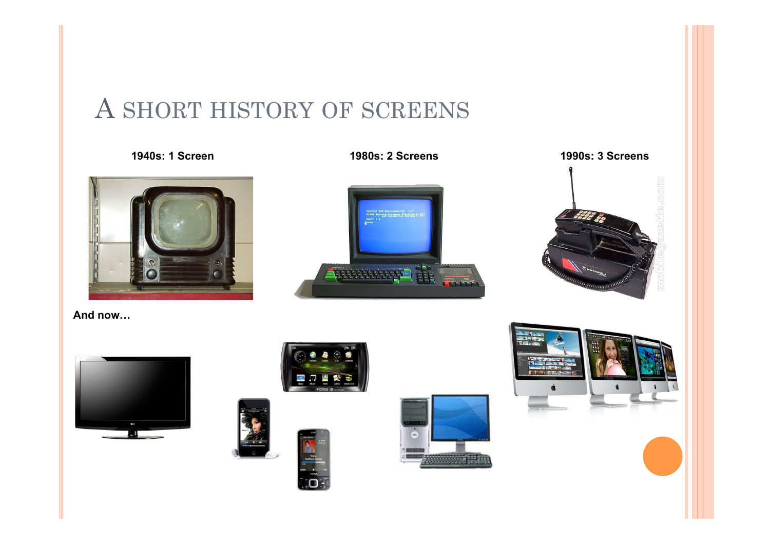# A SHORT HISTORY OF SCREENS

**1940s: 1 Screen**

**1980s: 2 Screens**

**1990s: 3 Screens**

**And now…**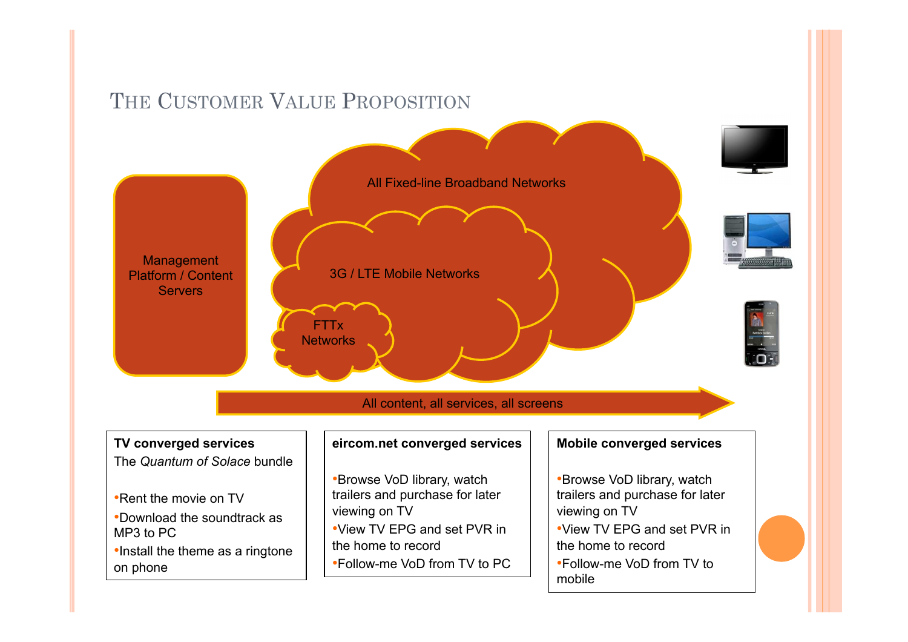# The Customer Value Proposition

Management Platform / Content Servers

All Fixed-line Broadband Networks

3G / LTE Mobile Networks

FTTx Networks

All content, all services, all screens

**TV converged services**

The *Quantum of Solace* bundle

- Rent the movie on TV
- Download the soundtrack as MP3 to PC
- Install the theme as a ringtone on phone

**eircom.net converged services**

- Browse VoD library, watch trailers and purchase for later viewing on TV
- View TV EPG and set PVR in the home to record
- Follow-me VoD from TV to PC

**Mobile converged services**

- Browse VoD library, watch trailers and purchase for later viewing on TV
- View TV EPG and set PVR in the home to record
- Follow-me VoD from TV to mobile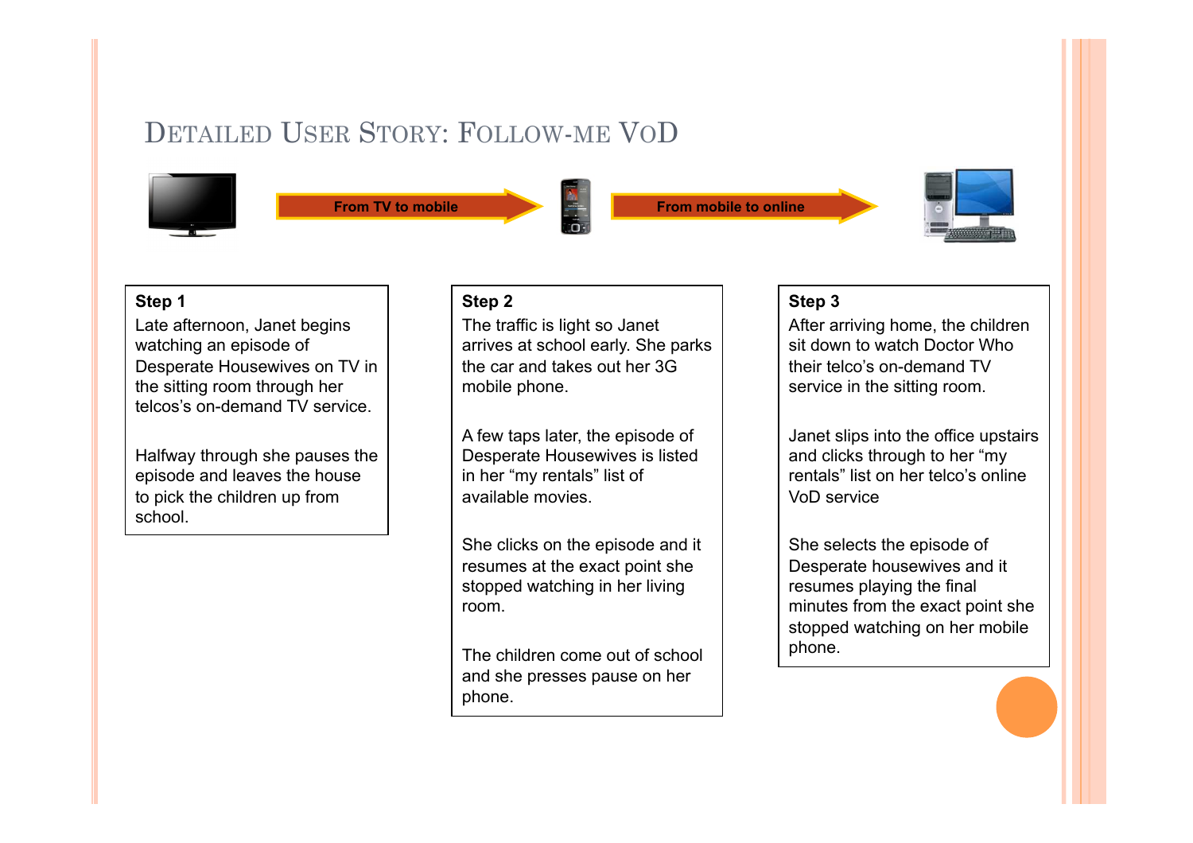# Detailed User Story: Follow-me VoD

From TV to mobile

From mobile to online

**Step 1**

Late afternoon, Janet begins watching an episode of Desperate Housewives on TV in the sitting room through her telcos's on-demand TV service.

Halfway through she pauses the episode and leaves the house to pick the children up from school.

**Step 2**

The traffic is light so Janet arrives at school early. She parks the car and takes out her 3G mobile phone.

A few taps later, the episode of Desperate Housewives is listed in her "my rentals" list of available movies.

She clicks on the episode and it resumes at the exact point she stopped watching in her living room.

The children come out of school and she presses pause on her phone.

**Step 3**

After arriving home, the children sit down to watch Doctor Who their telco's on-demand TV service in the sitting room.

Janet slips into the office upstairs and clicks through to her "my rentals" list on her telco's online VoD service

She selects the episode of Desperate housewives and it resumes playing the final minutes from the exact point she stopped watching on her mobile phone.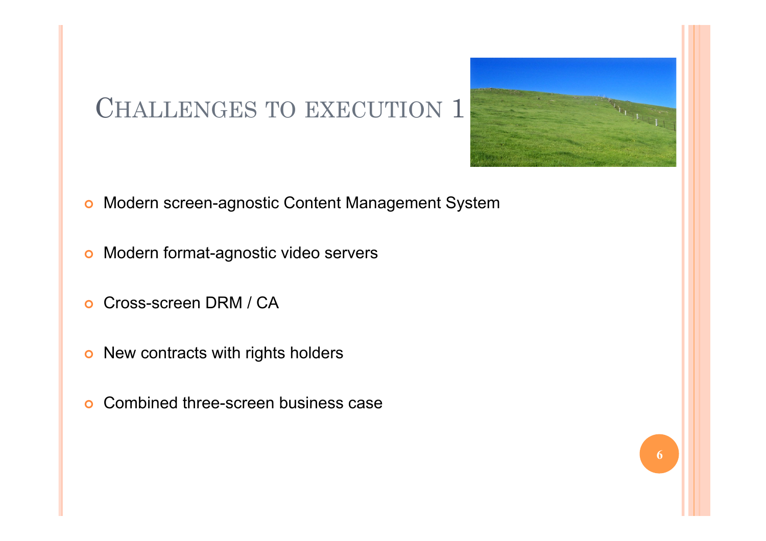# Challenges to execution 1

- Modern screen-agnostic Content Management System
- Modern format-agnostic video servers
- Cross-screen DRM / CA
- New contracts with rights holders
- Combined three-screen business case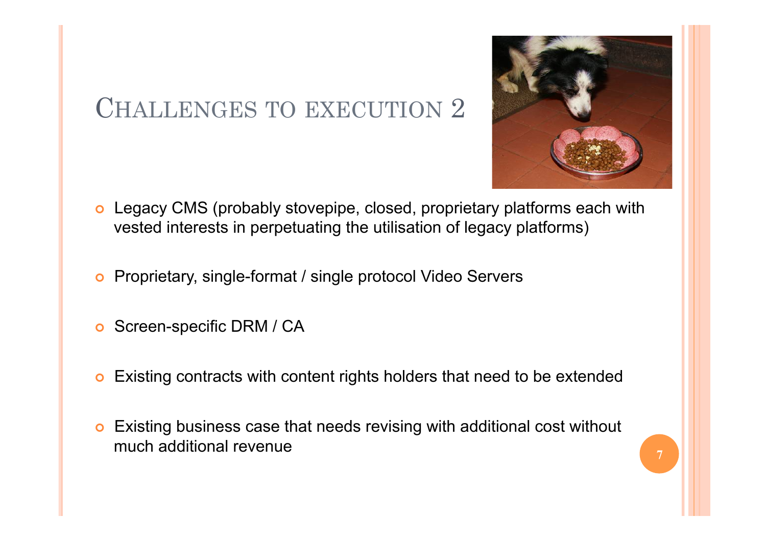# Challenges to execution 2

- Legacy CMS (probably stovepipe, closed, proprietary platforms each with vested interests in perpetuating the utilisation of legacy platforms)
- Proprietary, single-format / single protocol Video Servers
- Screen-specific DRM / CA
- Existing contracts with content rights holders that need to be extended
- Existing business case that needs revising with additional cost without much additional revenue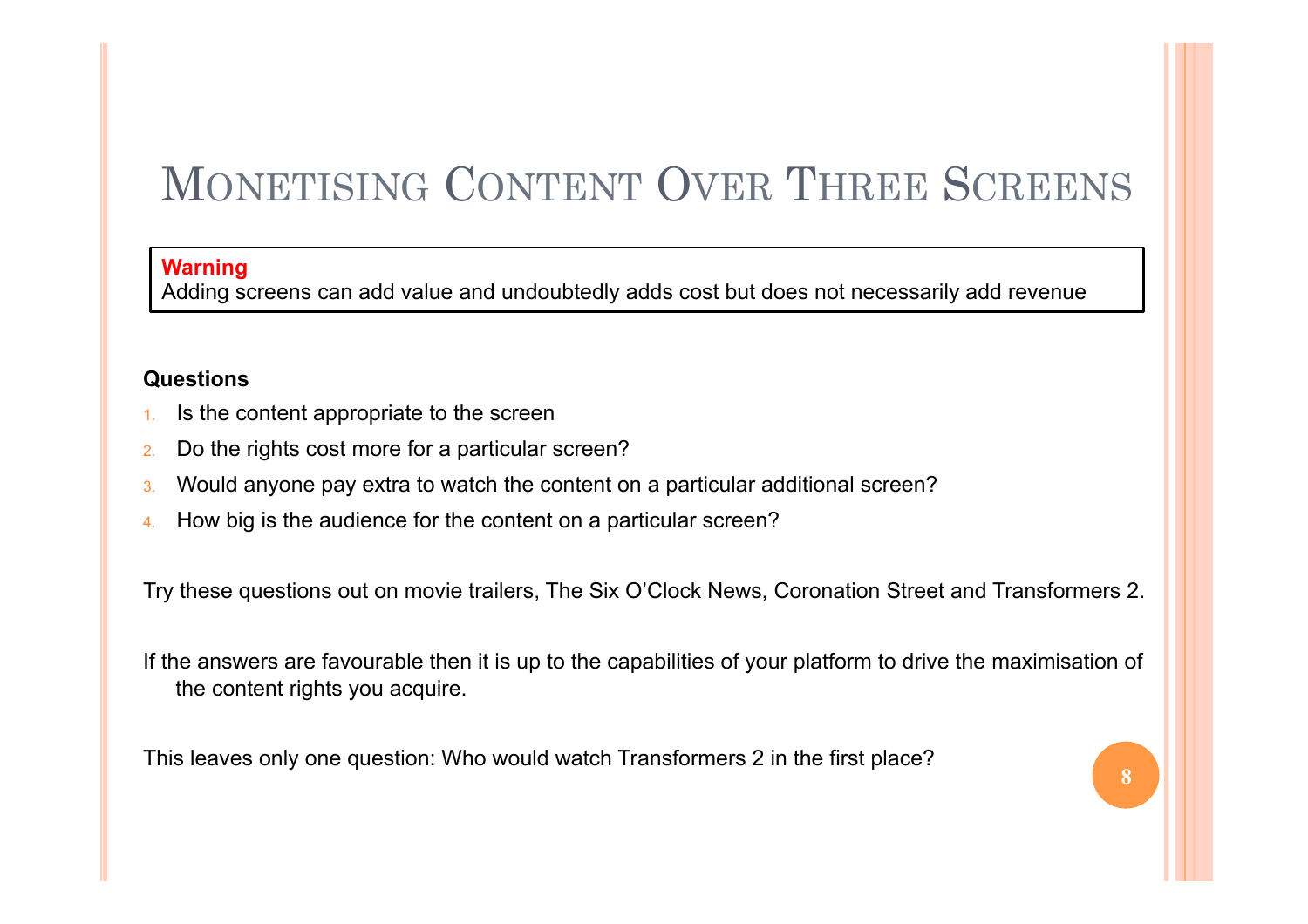# Monetising Content Over Three Screens

**Warning**
Adding screens can add value and undoubtedly adds cost but does not necessarily add revenue

**Questions**

1. Is the content appropriate to the screen
2. Do the rights cost more for a particular screen?
3. Would anyone pay extra to watch the content on a particular additional screen?
4. How big is the audience for the content on a particular screen?

Try these questions out on movie trailers, The Six O'Clock News, Coronation Street and Transformers 2.

If the answers are favourable then it is up to the capabilities of your platform to drive the maximisation of the content rights you acquire.

This leaves only one question: Who would watch Transformers 2 in the first place?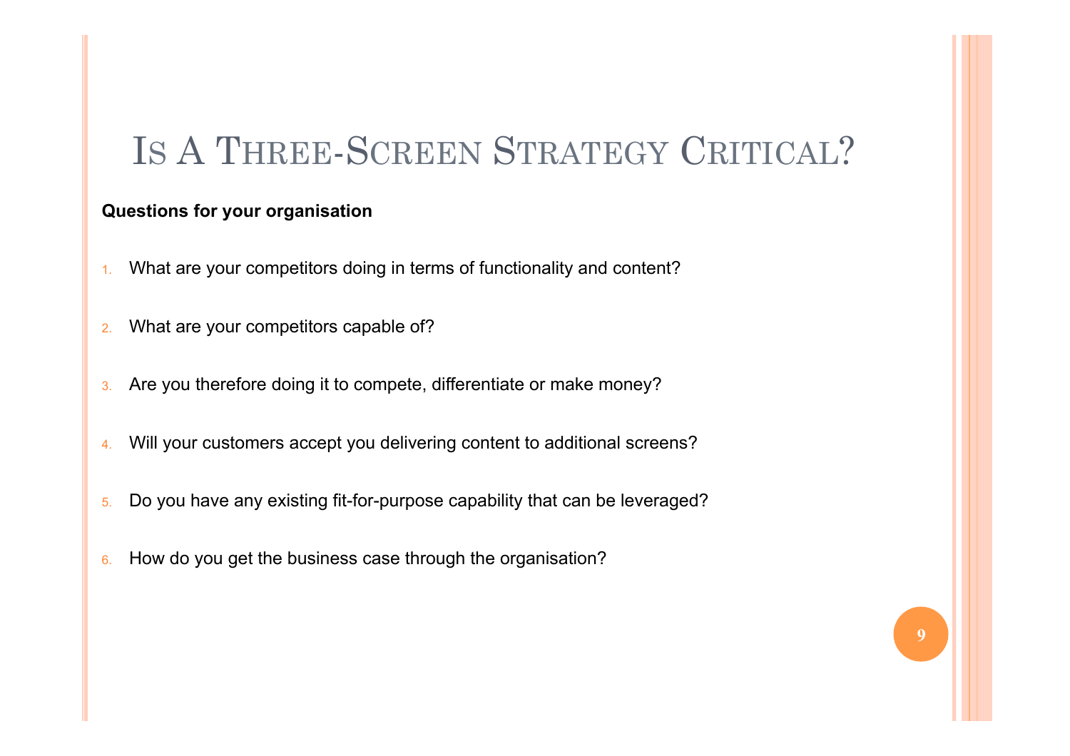# Is A Three-Screen Strategy Critical?

**Questions for your organisation**

1. What are your competitors doing in terms of functionality and content?
2. What are your competitors capable of?
3. Are you therefore doing it to compete, differentiate or make money?
4. Will your customers accept you delivering content to additional screens?
5. Do you have any existing fit-for-purpose capability that can be leveraged?
6. How do you get the business case through the organisation?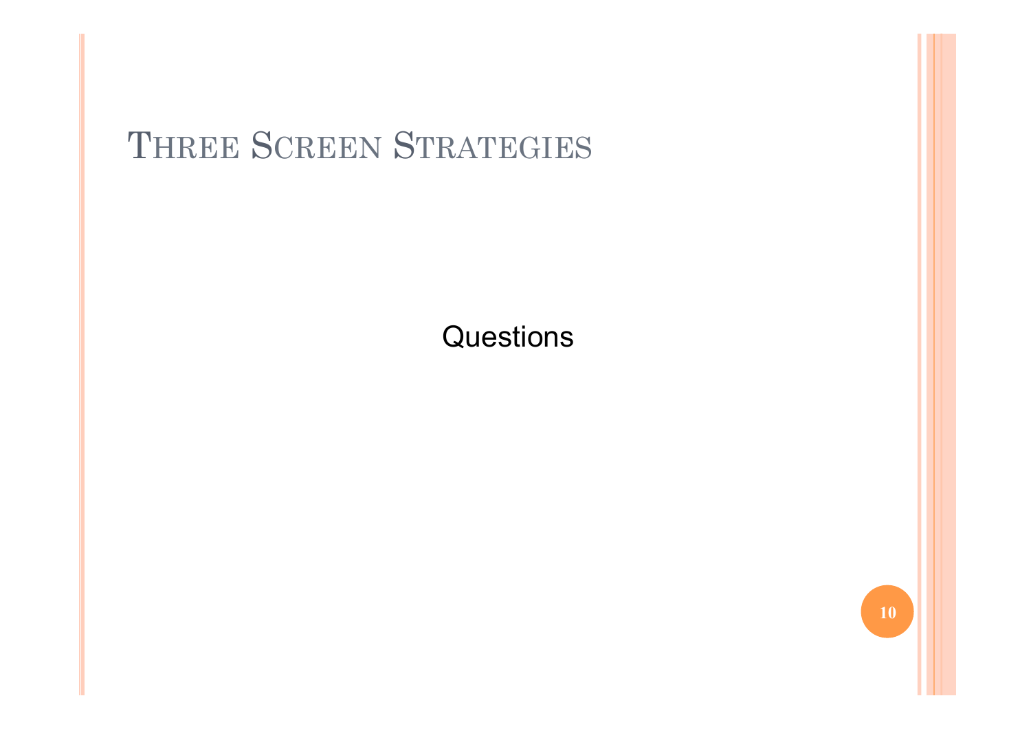# Three Screen Strategies

Questions